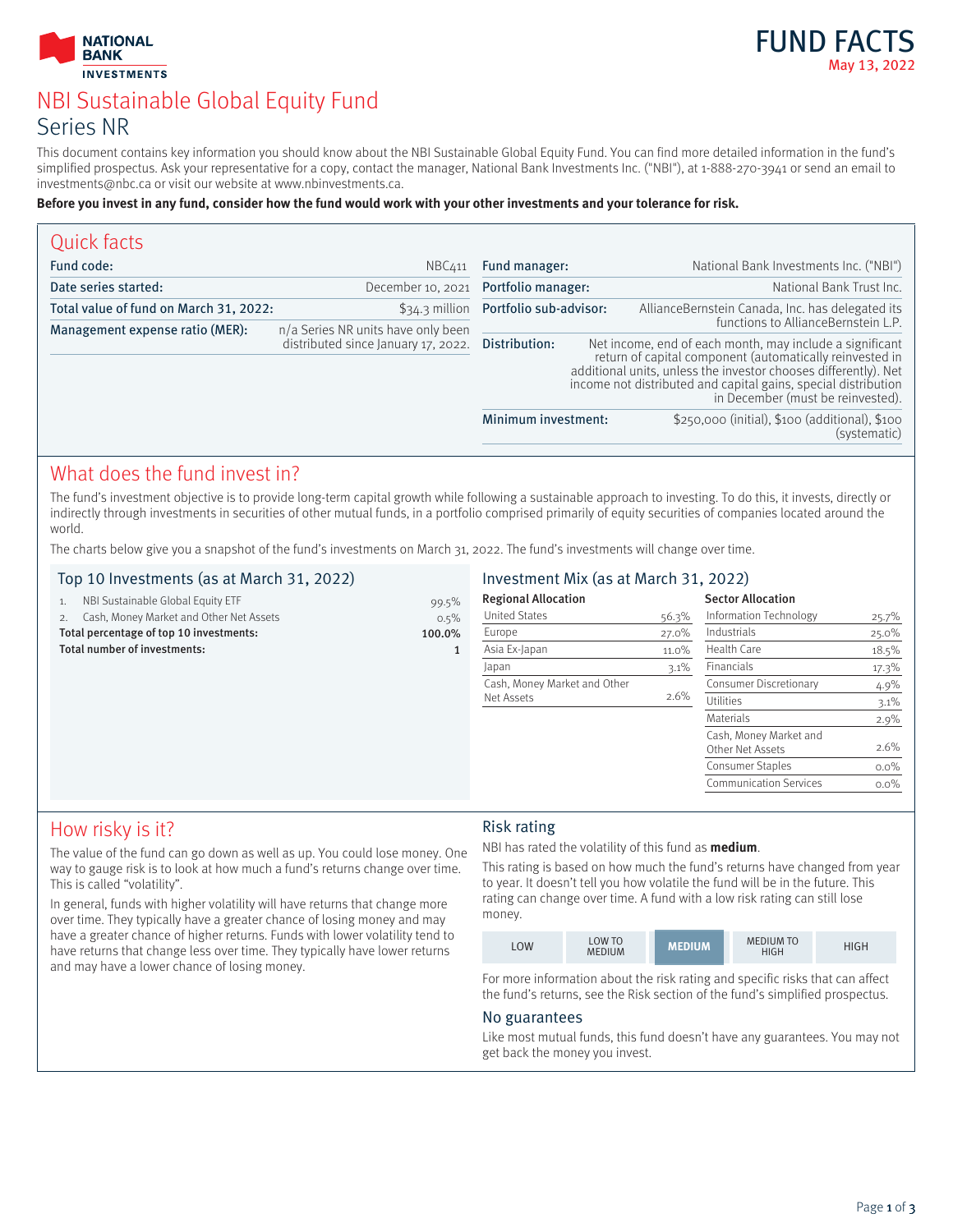# FUND FACTS

May 13, 2022

# NBI Sustainable Global Equity Fund

## Series NR

This document contains key information you should know about the NBI Sustainable Global Equity Fund. You can find more detailed information in the fund's simplified prospectus. Ask your representative for a copy, contact the manager, National Bank Investments Inc. ("NBI"), at 1-888-270-3941 or send an email to investments@nbc.ca or visit our website at www.nbinvestments.ca.

**Before you invest in any fund, consider how the fund would work with your other investments and your tolerance for risk.**

## Quick facts

| | |
|---|---|
| **Fund code:** | NBC411 |
| **Date series started:** | December 10, 2021 |
| **Total value of fund on March 31, 2022:** | $34.3 million |
| **Management expense ratio (MER):** | n/a Series NR units have only been distributed since January 17, 2022. |
| **Fund manager:** | National Bank Investments Inc. ("NBI") |
| **Portfolio manager:** | National Bank Trust Inc. |
| **Portfolio sub-advisor:** | AllianceBernstein Canada, Inc. has delegated its functions to AllianceBernstein L.P. |
| **Distribution:** | Net income, end of each month, may include a significant return of capital component (automatically reinvested in additional units, unless the investor chooses differently). Net income not distributed and capital gains, special distribution in December (must be reinvested). |
| **Minimum investment:** | $250,000 (initial), $100 (additional), $100 (systematic) |

## What does the fund invest in?

The fund's investment objective is to provide long-term capital growth while following a sustainable approach to investing. To do this, it invests, directly or indirectly through investments in securities of other mutual funds, in a portfolio comprised primarily of equity securities of companies located around the world.

The charts below give you a snapshot of the fund's investments on March 31, 2022. The fund's investments will change over time.

### Top 10 Investments (as at March 31, 2022)

| | |
|---|---|
| 1. NBI Sustainable Global Equity ETF | 99.5% |
| 2. Cash, Money Market and Other Net Assets | 0.5% |
| **Total percentage of top 10 investments:** | **100.0%** |
| **Total number of investments:** | **1** |

### Investment Mix (as at March 31, 2022)

**Regional Allocation**

| | |
|---|---|
| United States | 56.3% |
| Europe | 27.0% |
| Asia Ex-Japan | 11.0% |
| Japan | 3.1% |
| Cash, Money Market and Other Net Assets | 2.6% |

**Sector Allocation**

| | |
|---|---|
| Information Technology | 25.7% |
| Industrials | 25.0% |
| Health Care | 18.5% |
| Financials | 17.3% |
| Consumer Discretionary | 4.9% |
| Utilities | 3.1% |
| Materials | 2.9% |
| Cash, Money Market and Other Net Assets | 2.6% |
| Consumer Staples | 0.0% |
| Communication Services | 0.0% |

## How risky is it?

The value of the fund can go down as well as up. You could lose money. One way to gauge risk is to look at how much a fund's returns change over time. This is called "volatility".

In general, funds with higher volatility will have returns that change more over time. They typically have a greater chance of losing money and may have a greater chance of higher returns. Funds with lower volatility tend to have returns that change less over time. They typically have lower returns and may have a lower chance of losing money.

### Risk rating

NBI has rated the volatility of this fund as **medium**.

This rating is based on how much the fund's returns have changed from year to year. It doesn't tell you how volatile the fund will be in the future. This rating can change over time. A fund with a low risk rating can still lose money.

| LOW | LOW TO MEDIUM | **MEDIUM** | MEDIUM TO HIGH | HIGH |
|---|---|---|---|---|

For more information about the risk rating and specific risks that can affect the fund's returns, see the Risk section of the fund's simplified prospectus.

### No guarantees

Like most mutual funds, this fund doesn't have any guarantees. You may not get back the money you invest.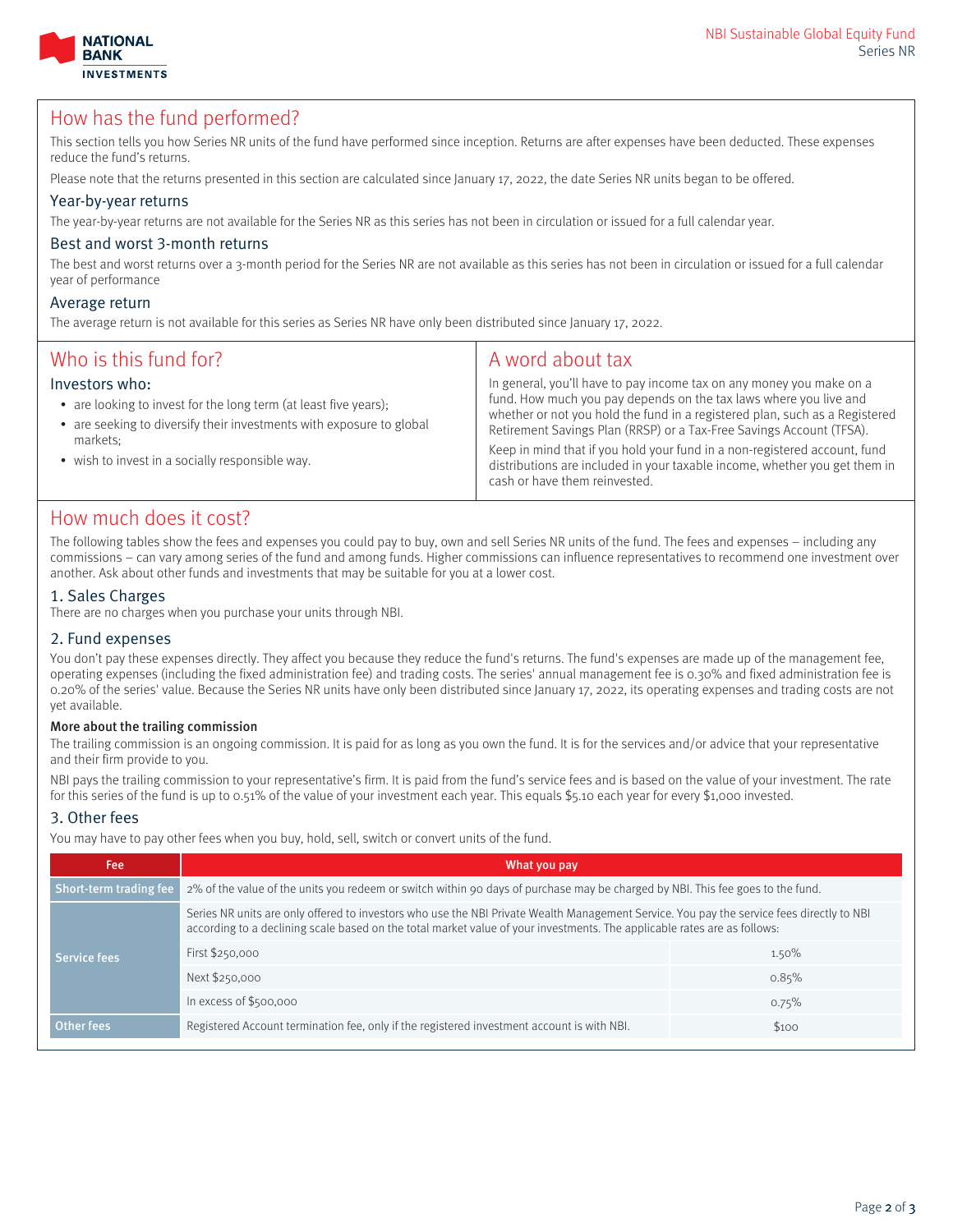## How has the fund performed?

This section tells you how Series NR units of the fund have performed since inception. Returns are after expenses have been deducted. These expenses reduce the fund's returns.

Please note that the returns presented in this section are calculated since January 17, 2022, the date Series NR units began to be offered.

### Year-by-year returns

The year-by-year returns are not available for the Series NR as this series has not been in circulation or issued for a full calendar year.

### Best and worst 3-month returns

The best and worst returns over a 3-month period for the Series NR are not available as this series has not been in circulation or issued for a full calendar year of performance

### Average return

The average return is not available for this series as Series NR have only been distributed since January 17, 2022.

## Who is this fund for?

### Investors who:

- are looking to invest for the long term (at least five years);
- are seeking to diversify their investments with exposure to global markets;
- wish to invest in a socially responsible way.

## A word about tax

In general, you'll have to pay income tax on any money you make on a fund. How much you pay depends on the tax laws where you live and whether or not you hold the fund in a registered plan, such as a Registered Retirement Savings Plan (RRSP) or a Tax-Free Savings Account (TFSA).

Keep in mind that if you hold your fund in a non-registered account, fund distributions are included in your taxable income, whether you get them in cash or have them reinvested.

## How much does it cost?

The following tables show the fees and expenses you could pay to buy, own and sell Series NR units of the fund. The fees and expenses – including any commissions – can vary among series of the fund and among funds. Higher commissions can influence representatives to recommend one investment over another. Ask about other funds and investments that may be suitable for you at a lower cost.

### 1. Sales Charges

There are no charges when you purchase your units through NBI.

### 2. Fund expenses

You don't pay these expenses directly. They affect you because they reduce the fund's returns. The fund's expenses are made up of the management fee, operating expenses (including the fixed administration fee) and trading costs. The series' annual management fee is 0.30% and fixed administration fee is 0.20% of the series' value. Because the Series NR units have only been distributed since January 17, 2022, its operating expenses and trading costs are not yet available.

**More about the trailing commission**

The trailing commission is an ongoing commission. It is paid for as long as you own the fund. It is for the services and/or advice that your representative and their firm provide to you.

NBI pays the trailing commission to your representative's firm. It is paid from the fund's service fees and is based on the value of your investment. The rate for this series of the fund is up to 0.51% of the value of your investment each year. This equals $5.10 each year for every $1,000 invested.

### 3. Other fees

You may have to pay other fees when you buy, hold, sell, switch or convert units of the fund.

| Fee | What you pay | |
|---|---|---|
| Short-term trading fee | 2% of the value of the units you redeem or switch within 90 days of purchase may be charged by NBI. This fee goes to the fund. | |
| Service fees | Series NR units are only offered to investors who use the NBI Private Wealth Management Service. You pay the service fees directly to NBI according to a declining scale based on the total market value of your investments. The applicable rates are as follows: | |
| | First $250,000 | 1.50% |
| | Next $250,000 | 0.85% |
| | In excess of $500,000 | 0.75% |
| Other fees | Registered Account termination fee, only if the registered investment account is with NBI. | $100 |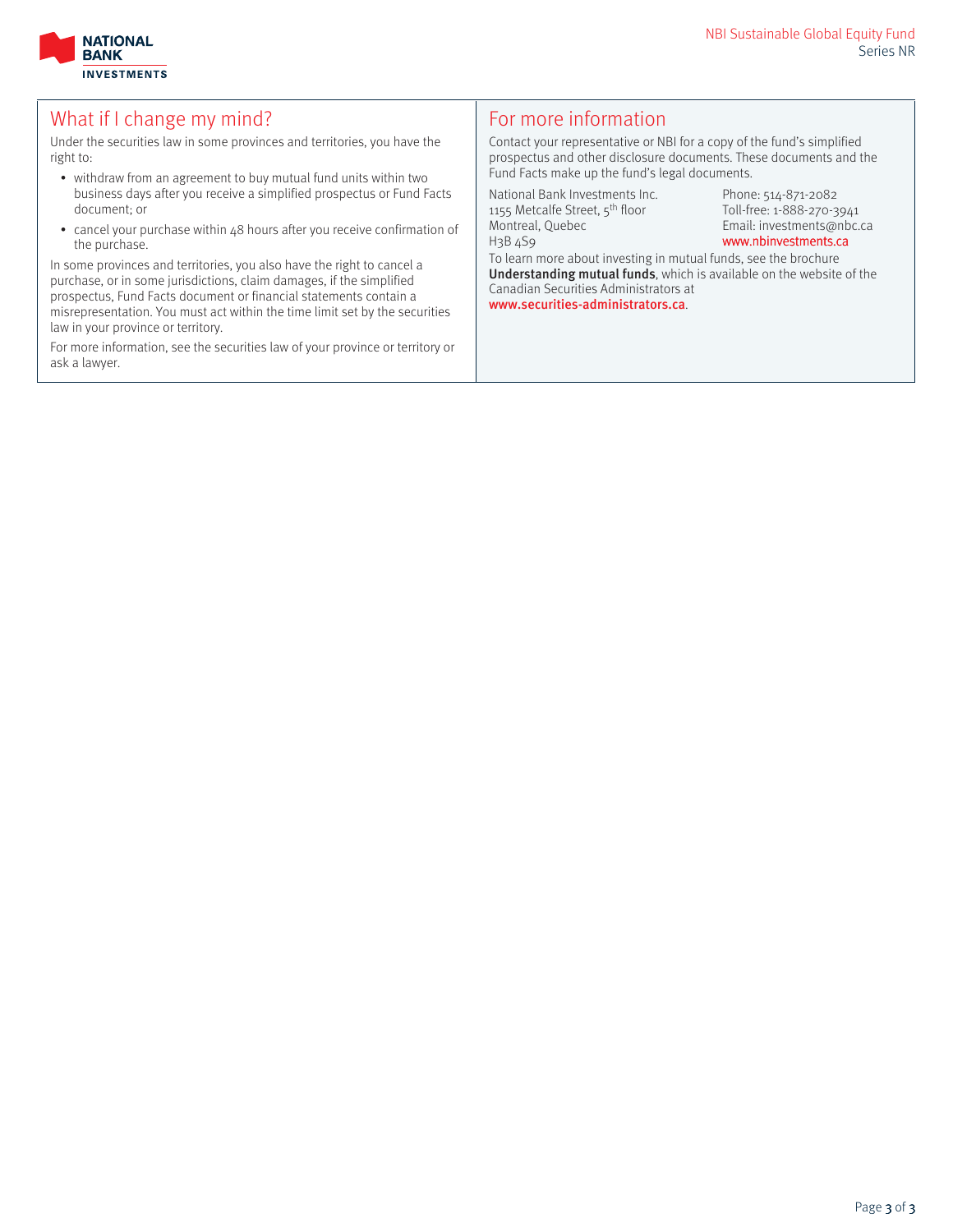## What if I change my mind?

Under the securities law in some provinces and territories, you have the right to:

- withdraw from an agreement to buy mutual fund units within two business days after you receive a simplified prospectus or Fund Facts document; or
- cancel your purchase within 48 hours after you receive confirmation of the purchase.

In some provinces and territories, you also have the right to cancel a purchase, or in some jurisdictions, claim damages, if the simplified prospectus, Fund Facts document or financial statements contain a misrepresentation. You must act within the time limit set by the securities law in your province or territory.

For more information, see the securities law of your province or territory or ask a lawyer.

## For more information

Contact your representative or NBI for a copy of the fund's simplified prospectus and other disclosure documents. These documents and the Fund Facts make up the fund's legal documents.

National Bank Investments Inc.
1155 Metcalfe Street, 5th floor
Montreal, Quebec
H3B 4S9

Phone: 514-871-2082
Toll-free: 1-888-270-3941
Email: investments@nbc.ca
www.nbinvestments.ca

To learn more about investing in mutual funds, see the brochure **Understanding mutual funds**, which is available on the website of the Canadian Securities Administrators at **www.securities-administrators.ca**.